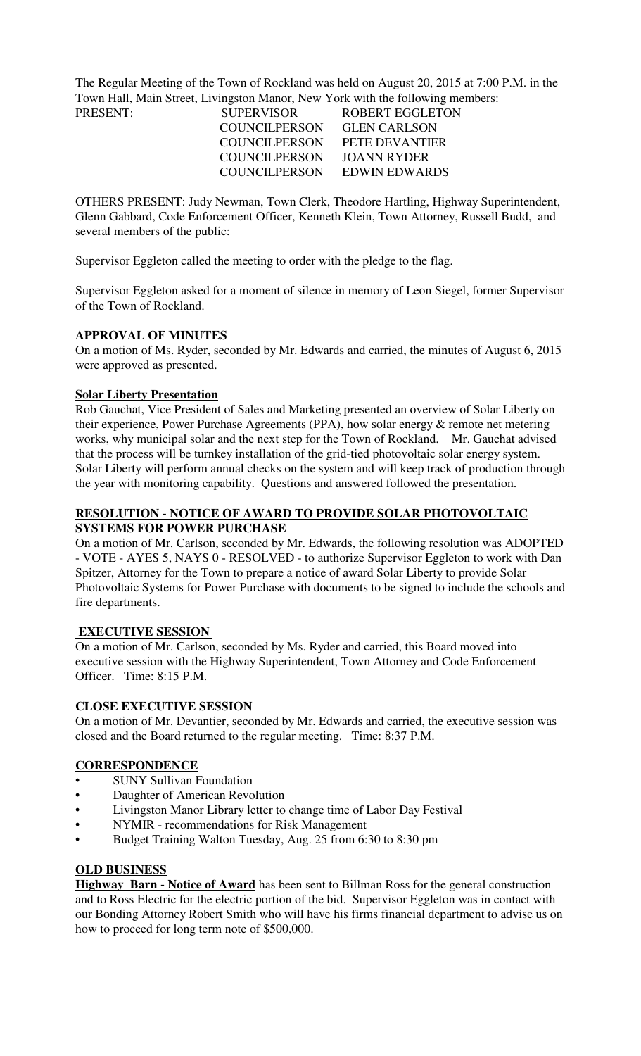The Regular Meeting of the Town of Rockland was held on August 20, 2015 at 7:00 P.M. in the Town Hall, Main Street, Livingston Manor, New York with the following members:

| PRESENT: | SUPERVISOR | ROBERT EGGLETON |
|---|---|---|
| | COUNCILPERSON | GLEN CARLSON |
| | COUNCILPERSON | PETE DEVANTIER |
| | COUNCILPERSON | JOANN RYDER |
| | COUNCILPERSON | EDWIN EDWARDS |

OTHERS PRESENT: Judy Newman, Town Clerk, Theodore Hartling, Highway Superintendent, Glenn Gabbard, Code Enforcement Officer, Kenneth Klein, Town Attorney, Russell Budd, and several members of the public:

Supervisor Eggleton called the meeting to order with the pledge to the flag.

Supervisor Eggleton asked for a moment of silence in memory of Leon Siegel, former Supervisor of the Town of Rockland.

**APPROVAL OF MINUTES**

On a motion of Ms. Ryder, seconded by Mr. Edwards and carried, the minutes of August 6, 2015 were approved as presented.

**Solar Liberty Presentation**

Rob Gauchat, Vice President of Sales and Marketing presented an overview of Solar Liberty on their experience, Power Purchase Agreements (PPA), how solar energy & remote net metering works, why municipal solar and the next step for the Town of Rockland. Mr. Gauchat advised that the process will be turnkey installation of the grid-tied photovoltaic solar energy system. Solar Liberty will perform annual checks on the system and will keep track of production through the year with monitoring capability. Questions and answered followed the presentation.

**RESOLUTION - NOTICE OF AWARD TO PROVIDE SOLAR PHOTOVOLTAIC SYSTEMS FOR POWER PURCHASE**

On a motion of Mr. Carlson, seconded by Mr. Edwards, the following resolution was ADOPTED - VOTE - AYES 5, NAYS 0 - RESOLVED - to authorize Supervisor Eggleton to work with Dan Spitzer, Attorney for the Town to prepare a notice of award Solar Liberty to provide Solar Photovoltaic Systems for Power Purchase with documents to be signed to include the schools and fire departments.

**EXECUTIVE SESSION**

On a motion of Mr. Carlson, seconded by Ms. Ryder and carried, this Board moved into executive session with the Highway Superintendent, Town Attorney and Code Enforcement Officer. Time: 8:15 P.M.

**CLOSE EXECUTIVE SESSION**

On a motion of Mr. Devantier, seconded by Mr. Edwards and carried, the executive session was closed and the Board returned to the regular meeting. Time: 8:37 P.M.

**CORRESPONDENCE**

- SUNY Sullivan Foundation
- Daughter of American Revolution
- Livingston Manor Library letter to change time of Labor Day Festival
- NYMIR - recommendations for Risk Management
- Budget Training Walton Tuesday, Aug. 25 from 6:30 to 8:30 pm

**OLD BUSINESS**

**Highway Barn - Notice of Award** has been sent to Billman Ross for the general construction and to Ross Electric for the electric portion of the bid. Supervisor Eggleton was in contact with our Bonding Attorney Robert Smith who will have his firms financial department to advise us on how to proceed for long term note of $500,000.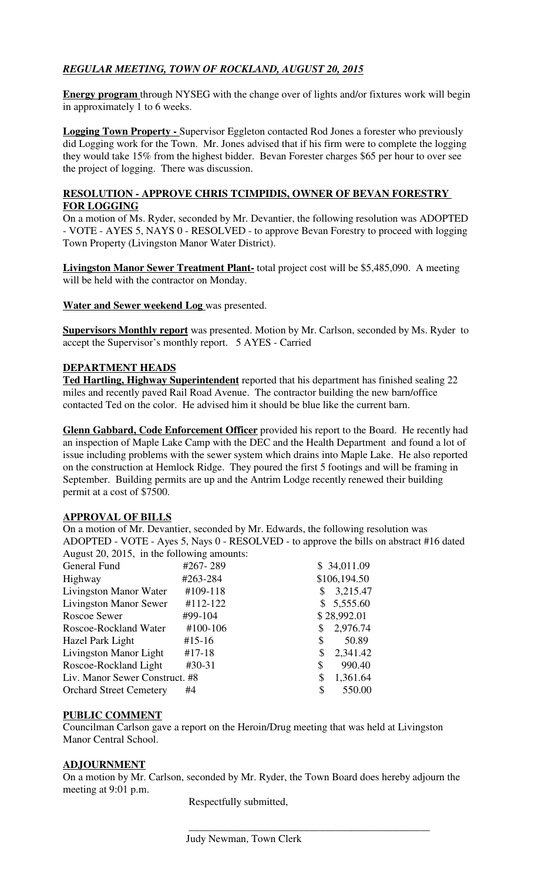***REGULAR MEETING, TOWN OF ROCKLAND, AUGUST 20, 2015***

**Energy program** through NYSEG with the change over of lights and/or fixtures work will begin in approximately 1 to 6 weeks.

**Logging Town Property -** Supervisor Eggleton contacted Rod Jones a forester who previously did Logging work for the Town. Mr. Jones advised that if his firm were to complete the logging they would take 15% from the highest bidder. Bevan Forester charges $65 per hour to over see the project of logging. There was discussion.

**RESOLUTION - APPROVE CHRIS TCIMPIDIS, OWNER OF BEVAN FORESTRY FOR LOGGING**

On a motion of Ms. Ryder, seconded by Mr. Devantier, the following resolution was ADOPTED - VOTE - AYES 5, NAYS 0 - RESOLVED - to approve Bevan Forestry to proceed with logging Town Property (Livingston Manor Water District).

**Livingston Manor Sewer Treatment Plant-** total project cost will be $5,485,090. A meeting will be held with the contractor on Monday.

**Water and Sewer weekend Log** was presented.

**Supervisors Monthly report** was presented. Motion by Mr. Carlson, seconded by Ms. Ryder to accept the Supervisor's monthly report. 5 AYES - Carried

**DEPARTMENT HEADS**

**Ted Hartling, Highway Superintendent** reported that his department has finished sealing 22 miles and recently paved Rail Road Avenue. The contractor building the new barn/office contacted Ted on the color. He advised him it should be blue like the current barn.

**Glenn Gabbard, Code Enforcement Officer** provided his report to the Board. He recently had an inspection of Maple Lake Camp with the DEC and the Health Department and found a lot of issue including problems with the sewer system which drains into Maple Lake. He also reported on the construction at Hemlock Ridge. They poured the first 5 footings and will be framing in September. Building permits are up and the Antrim Lodge recently renewed their building permit at a cost of $7500.

**APPROVAL OF BILLS**

On a motion of Mr. Devantier, seconded by Mr. Edwards, the following resolution was ADOPTED - VOTE - Ayes 5, Nays 0 - RESOLVED - to approve the bills on abstract #16 dated August 20, 2015, in the following amounts:

| | | |
|---|---|---|
| General Fund | #267- 289 | $ 34,011.09 |
| Highway | #263-284 | $106,194.50 |
| Livingston Manor Water | #109-118 | $ 3,215.47 |
| Livingston Manor Sewer | #112-122 | $ 5,555.60 |
| Roscoe Sewer | #99-104 | $ 28,992.01 |
| Roscoe-Rockland Water | #100-106 | $ 2,976.74 |
| Hazel Park Light | #15-16 | $ 50.89 |
| Livingston Manor Light | #17-18 | $ 2,341.42 |
| Roscoe-Rockland Light | #30-31 | $ 990.40 |
| Liv. Manor Sewer Construct. #8 | | $ 1,361.64 |
| Orchard Street Cemetery | #4 | $ 550.00 |

**PUBLIC COMMENT**

Councilman Carlson gave a report on the Heroin/Drug meeting that was held at Livingston Manor Central School.

**ADJOURNMENT**

On a motion by Mr. Carlson, seconded by Mr. Ryder, the Town Board does hereby adjourn the meeting at 9:01 p.m.

Respectfully submitted,

\_\_\_\_\_\_\_\_\_\_\_\_\_\_\_\_\_\_\_\_\_\_\_\_\_\_\_\_\_\_\_\_\_\_\_\_\_\_\_\_\_\_\_\_

Judy Newman, Town Clerk